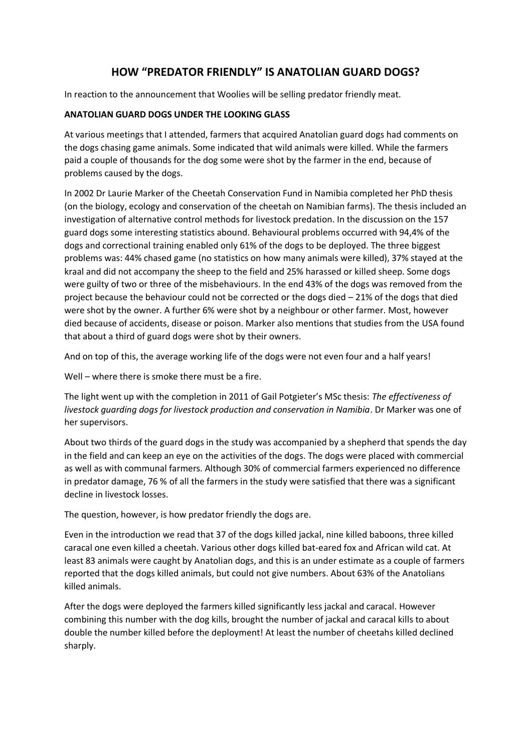# HOW "PREDATOR FRIENDLY" IS ANATOLIAN GUARD DOGS?

In reaction to the announcement that Woolies will be selling predator friendly meat.

**ANATOLIAN GUARD DOGS UNDER THE LOOKING GLASS**

At various meetings that I attended, farmers that acquired Anatolian guard dogs had comments on the dogs chasing game animals. Some indicated that wild animals were killed. While the farmers paid a couple of thousands for the dog some were shot by the farmer in the end, because of problems caused by the dogs.

In 2002 Dr Laurie Marker of the Cheetah Conservation Fund in Namibia completed her PhD thesis (on the biology, ecology and conservation of the cheetah on Namibian farms). The thesis included an investigation of alternative control methods for livestock predation. In the discussion on the 157 guard dogs some interesting statistics abound. Behavioural problems occurred with 94,4% of the dogs and correctional training enabled only 61% of the dogs to be deployed. The three biggest problems was: 44% chased game (no statistics on how many animals were killed), 37% stayed at the kraal and did not accompany the sheep to the field and 25% harassed or killed sheep. Some dogs were guilty of two or three of the misbehaviours. In the end 43% of the dogs was removed from the project because the behaviour could not be corrected or the dogs died – 21% of the dogs that died were shot by the owner. A further 6% were shot by a neighbour or other farmer. Most, however died because of accidents, disease or poison. Marker also mentions that studies from the USA found that about a third of guard dogs were shot by their owners.

And on top of this, the average working life of the dogs were not even four and a half years!

Well – where there is smoke there must be a fire.

The light went up with the completion in 2011 of Gail Potgieter's MSc thesis: *The effectiveness of livestock guarding dogs for livestock production and conservation in Namibia*. Dr Marker was one of her supervisors.

About two thirds of the guard dogs in the study was accompanied by a shepherd that spends the day in the field and can keep an eye on the activities of the dogs. The dogs were placed with commercial as well as with communal farmers. Although 30% of commercial farmers experienced no difference in predator damage, 76 % of all the farmers in the study were satisfied that there was a significant decline in livestock losses.

The question, however, is how predator friendly the dogs are.

Even in the introduction we read that 37 of the dogs killed jackal, nine killed baboons, three killed caracal one even killed a cheetah. Various other dogs killed bat-eared fox and African wild cat. At least 83 animals were caught by Anatolian dogs, and this is an under estimate as a couple of farmers reported that the dogs killed animals, but could not give numbers. About 63% of the Anatolians killed animals.

After the dogs were deployed the farmers killed significantly less jackal and caracal. However combining this number with the dog kills, brought the number of jackal and caracal kills to about double the number killed before the deployment! At least the number of cheetahs killed declined sharply.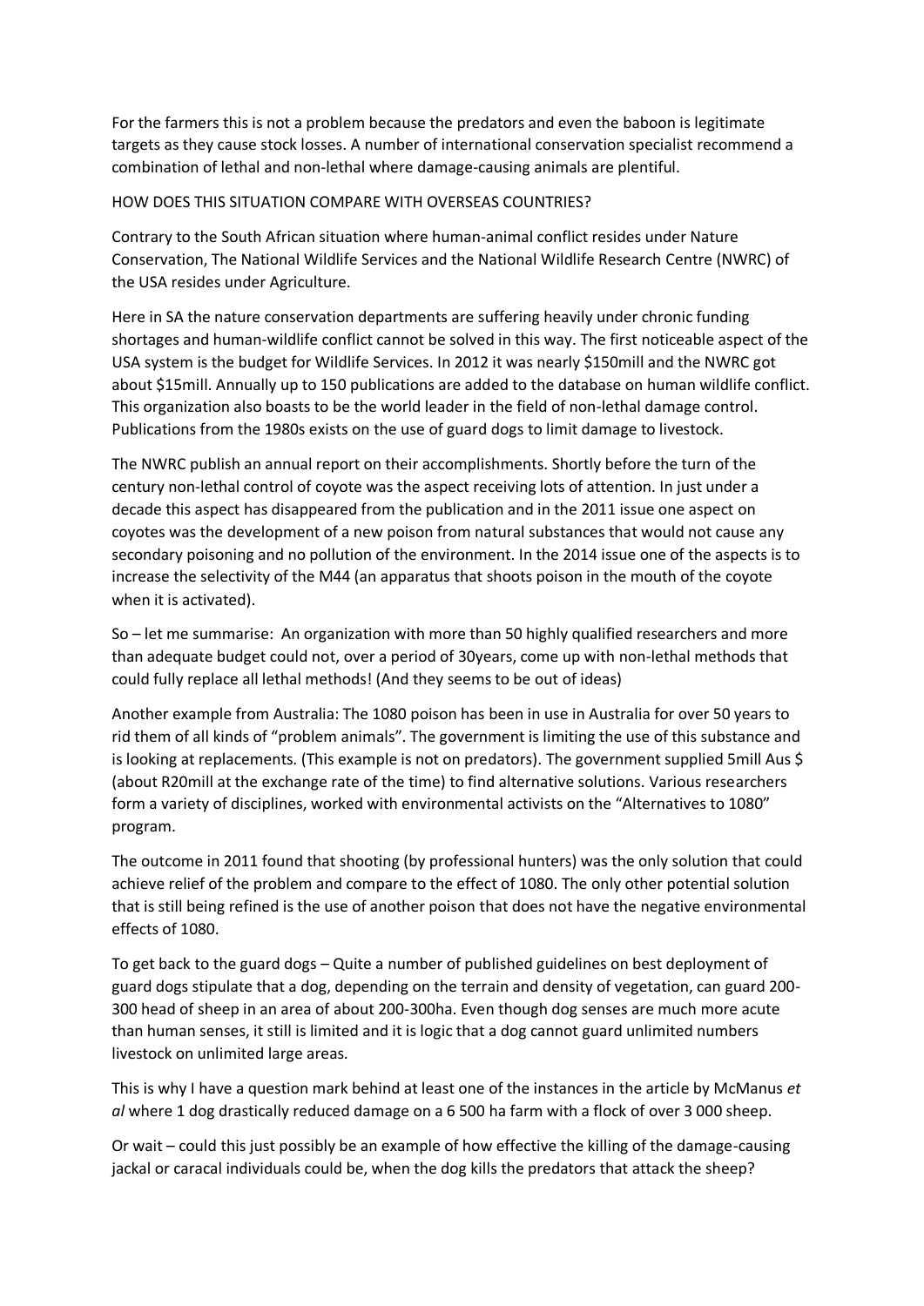For the farmers this is not a problem because the predators and even the baboon is legitimate targets as they cause stock losses. A number of international conservation specialist recommend a combination of lethal and non-lethal where damage-causing animals are plentiful.

HOW DOES THIS SITUATION COMPARE WITH OVERSEAS COUNTRIES?

Contrary to the South African situation where human-animal conflict resides under Nature Conservation, The National Wildlife Services and the National Wildlife Research Centre (NWRC) of the USA resides under Agriculture.

Here in SA the nature conservation departments are suffering heavily under chronic funding shortages and human-wildlife conflict cannot be solved in this way. The first noticeable aspect of the USA system is the budget for Wildlife Services. In 2012 it was nearly $150mill and the NWRC got about $15mill. Annually up to 150 publications are added to the database on human wildlife conflict. This organization also boasts to be the world leader in the field of non-lethal damage control. Publications from the 1980s exists on the use of guard dogs to limit damage to livestock.

The NWRC publish an annual report on their accomplishments. Shortly before the turn of the century non-lethal control of coyote was the aspect receiving lots of attention. In just under a decade this aspect has disappeared from the publication and in the 2011 issue one aspect on coyotes was the development of a new poison from natural substances that would not cause any secondary poisoning and no pollution of the environment. In the 2014 issue one of the aspects is to increase the selectivity of the M44 (an apparatus that shoots poison in the mouth of the coyote when it is activated).

So – let me summarise: An organization with more than 50 highly qualified researchers and more than adequate budget could not, over a period of 30years, come up with non-lethal methods that could fully replace all lethal methods! (And they seems to be out of ideas)

Another example from Australia: The 1080 poison has been in use in Australia for over 50 years to rid them of all kinds of "problem animals". The government is limiting the use of this substance and is looking at replacements. (This example is not on predators). The government supplied 5mill Aus $ (about R20mill at the exchange rate of the time) to find alternative solutions. Various researchers form a variety of disciplines, worked with environmental activists on the "Alternatives to 1080" program.

The outcome in 2011 found that shooting (by professional hunters) was the only solution that could achieve relief of the problem and compare to the effect of 1080. The only other potential solution that is still being refined is the use of another poison that does not have the negative environmental effects of 1080.

To get back to the guard dogs – Quite a number of published guidelines on best deployment of guard dogs stipulate that a dog, depending on the terrain and density of vegetation, can guard 200-300 head of sheep in an area of about 200-300ha. Even though dog senses are much more acute than human senses, it still is limited and it is logic that a dog cannot guard unlimited numbers livestock on unlimited large areas.

This is why I have a question mark behind at least one of the instances in the article by McManus *et al* where 1 dog drastically reduced damage on a 6 500 ha farm with a flock of over 3 000 sheep.

Or wait – could this just possibly be an example of how effective the killing of the damage-causing jackal or caracal individuals could be, when the dog kills the predators that attack the sheep?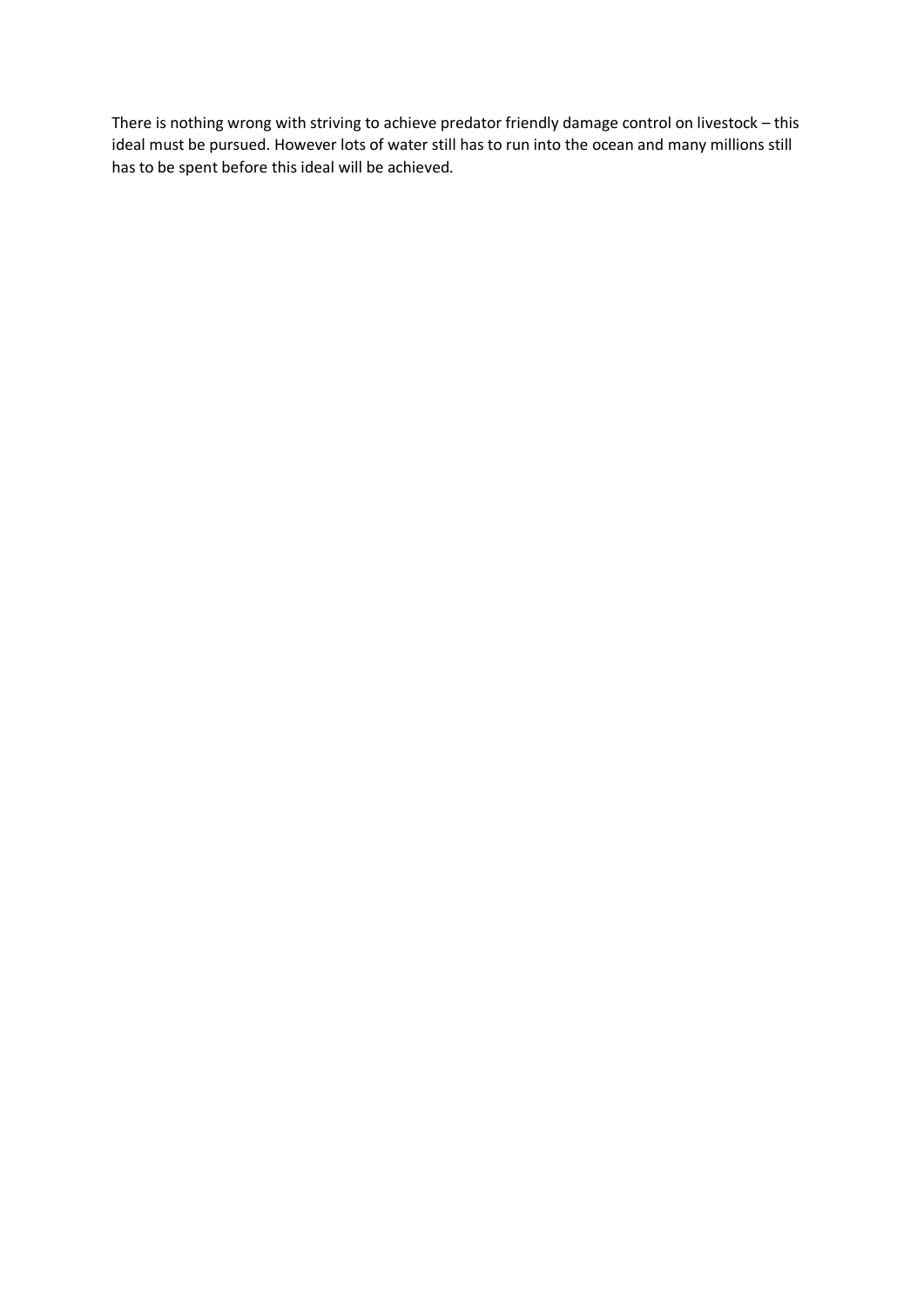There is nothing wrong with striving to achieve predator friendly damage control on livestock – this ideal must be pursued. However lots of water still has to run into the ocean and many millions still has to be spent before this ideal will be achieved.